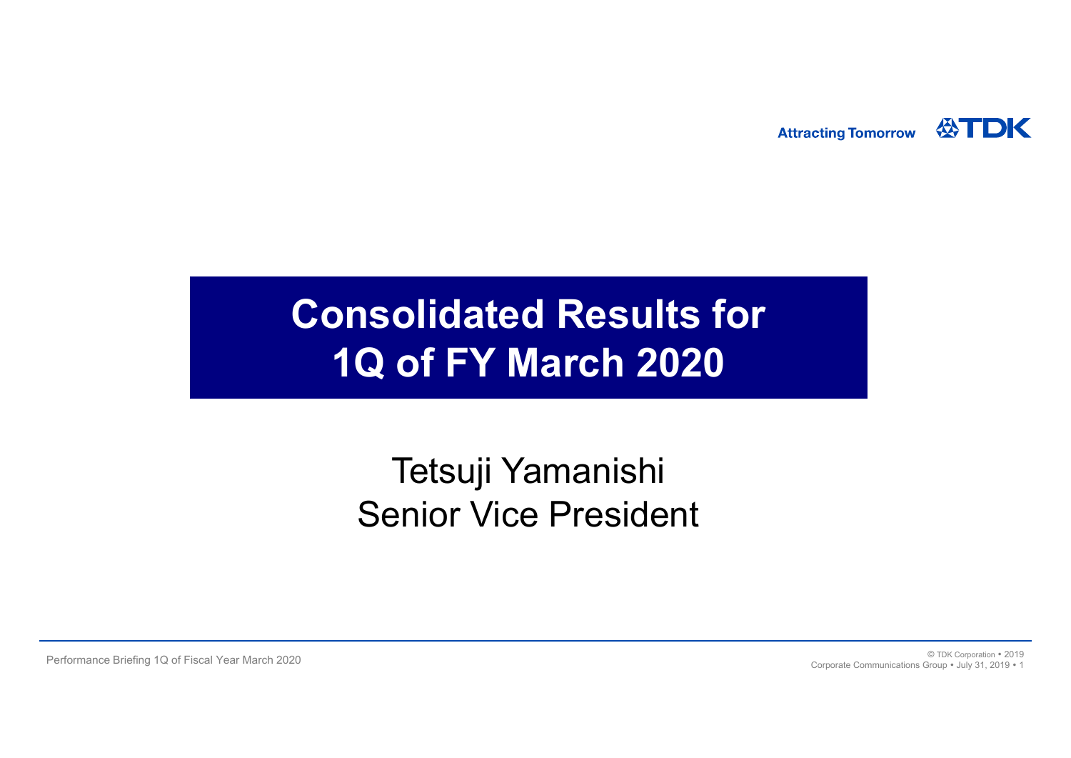Attracting Tomorrow TDK

# Consolidated Results for 1Q of FY March 2020

Tetsuji Yamanishi
Senior Vice President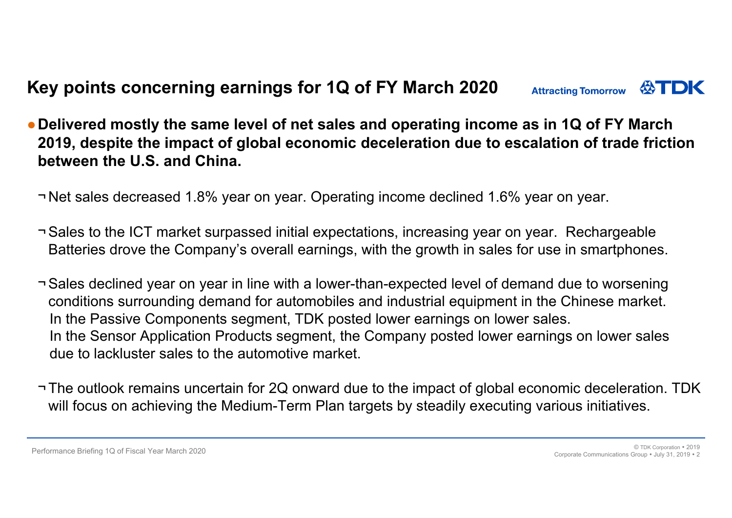## Key points concerning earnings for 1Q of FY March 2020

- **Delivered mostly the same level of net sales and operating income as in 1Q of FY March 2019, despite the impact of global economic deceleration due to escalation of trade friction between the U.S. and China.**

  - Net sales decreased 1.8% year on year. Operating income declined 1.6% year on year.

  - Sales to the ICT market surpassed initial expectations, increasing year on year. Rechargeable Batteries drove the Company's overall earnings, with the growth in sales for use in smartphones.

  - Sales declined year on year in line with a lower-than-expected level of demand due to worsening conditions surrounding demand for automobiles and industrial equipment in the Chinese market. In the Passive Components segment, TDK posted lower earnings on lower sales. In the Sensor Application Products segment, the Company posted lower earnings on lower sales due to lackluster sales to the automotive market.

  - The outlook remains uncertain for 2Q onward due to the impact of global economic deceleration. TDK will focus on achieving the Medium-Term Plan targets by steadily executing various initiatives.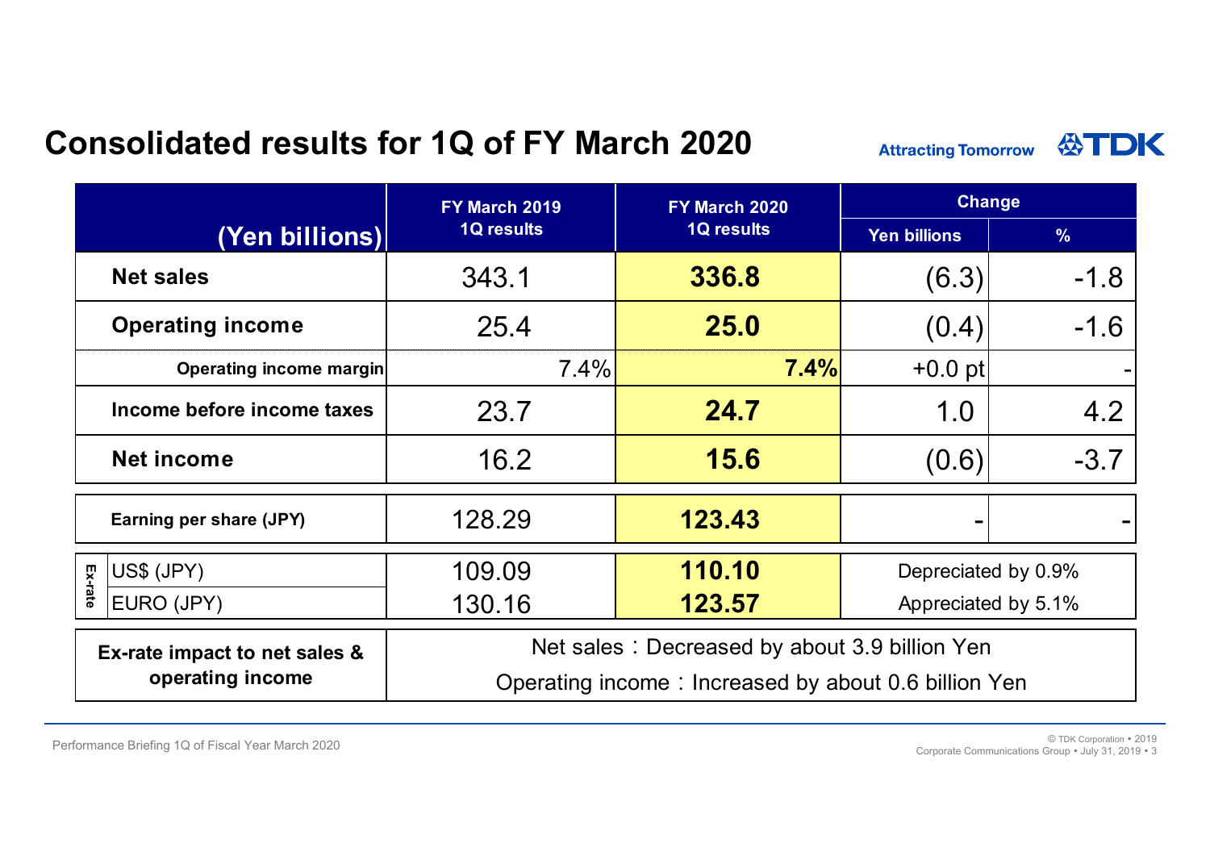# Consolidated results for 1Q of FY March 2020

Attracting Tomorrow TDK

| (Yen billions) | FY March 2019 1Q results | FY March 2020 1Q results | Change | |
|---|---|---|---|---|
| | | | Yen billions | % |
| **Net sales** | 343.1 | **336.8** | (6.3) | -1.8 |
| **Operating income** | 25.4 | **25.0** | (0.4) | -1.6 |
| **Operating income margin** | 7.4% | **7.4%** | +0.0 pt | - |
| **Income before income taxes** | 23.7 | **24.7** | 1.0 | 4.2 |
| **Net income** | 16.2 | **15.6** | (0.6) | -3.7 |
| **Earning per share (JPY)** | 128.29 | **123.43** | - | - |
| Ex-rate: US$ (JPY) | 109.09 | **110.10** | Depreciated by 0.9% | |
| Ex-rate: EURO (JPY) | 130.16 | **123.57** | Appreciated by 5.1% | |
| **Ex-rate impact to net sales & operating income** | Net sales：Decreased by about 3.9 billion Yen<br>Operating income：Increased by about 0.6 billion Yen | | | |

Performance Briefing 1Q of Fiscal Year March 2020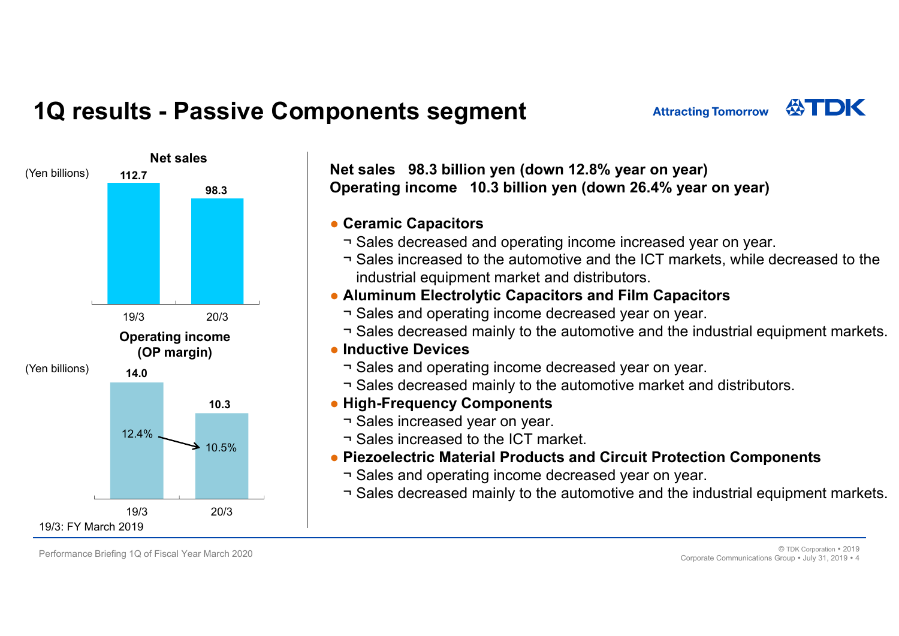# 1Q results - Passive Components segment

Attracting Tomorrow TDK

**Net sales**

(Yen billions)

| | 19/3 | 20/3 |
|---|---|---|
| Net sales | 112.7 | 98.3 |

**Operating income (OP margin)**

(Yen billions)

| | 19/3 | 20/3 |
|---|---|---|
| Operating income | 14.0 | 10.3 |
| OP margin | 12.4% | 10.5% |

19/3: FY March 2019

**Net sales 98.3 billion yen (down 12.8% year on year)**
**Operating income 10.3 billion yen (down 26.4% year on year)**

- **Ceramic Capacitors**
  - Sales decreased and operating income increased year on year.
  - Sales increased to the automotive and the ICT markets, while decreased to the industrial equipment market and distributors.
- **Aluminum Electrolytic Capacitors and Film Capacitors**
  - Sales and operating income decreased year on year.
  - Sales decreased mainly to the automotive and the industrial equipment markets.
- **Inductive Devices**
  - Sales and operating income decreased year on year.
  - Sales decreased mainly to the automotive market and distributors.
- **High-Frequency Components**
  - Sales increased year on year.
  - Sales increased to the ICT market.
- **Piezoelectric Material Products and Circuit Protection Components**
  - Sales and operating income decreased year on year.
  - Sales decreased mainly to the automotive and the industrial equipment markets.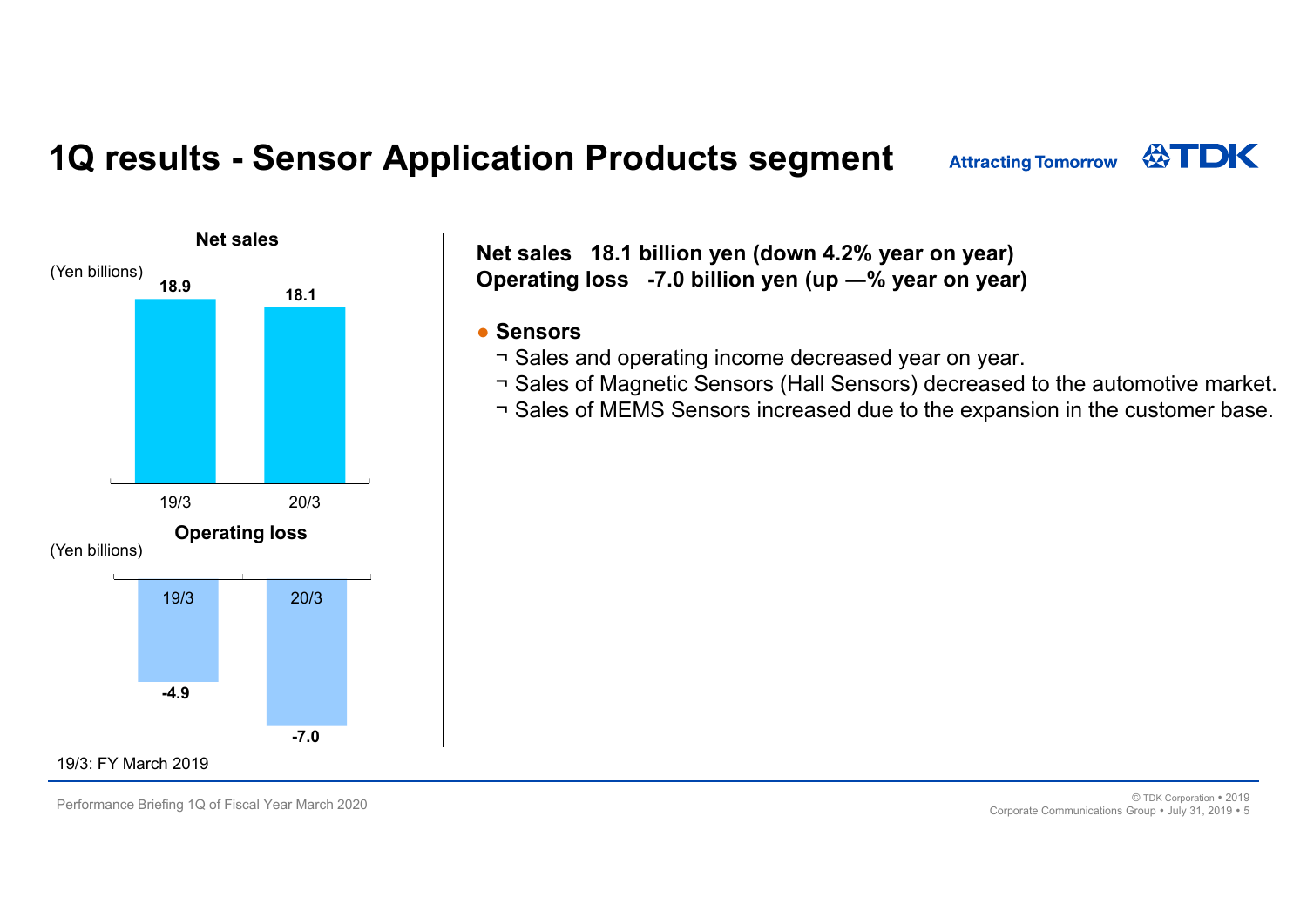# 1Q results - Sensor Application Products segment

**Net sales**

(Yen billions)

| | 19/3 | 20/3 |
|---|---|---|
| Net sales | 18.9 | 18.1 |

**Operating loss**

(Yen billions)

| | 19/3 | 20/3 |
|---|---|---|
| Operating loss | -4.9 | -7.0 |

19/3: FY March 2019

**Net sales 18.1 billion yen (down 4.2% year on year)**
**Operating loss -7.0 billion yen (up —% year on year)**

- **Sensors**
  - Sales and operating income decreased year on year.
  - Sales of Magnetic Sensors (Hall Sensors) decreased to the automotive market.
  - Sales of MEMS Sensors increased due to the expansion in the customer base.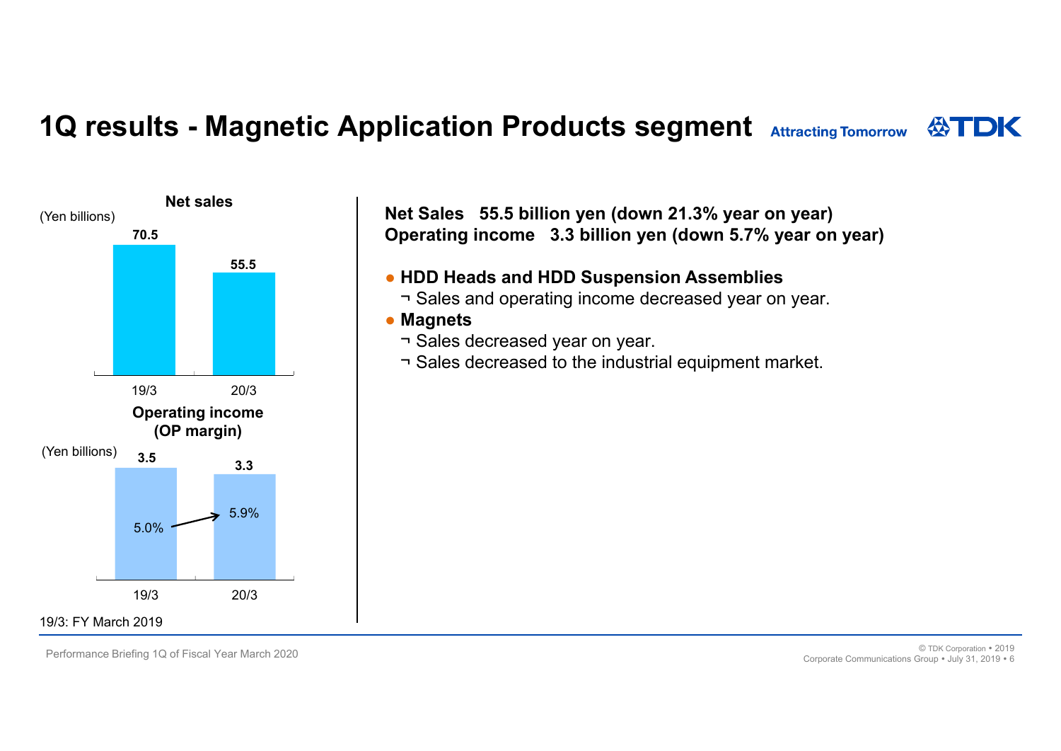# 1Q results - Magnetic Application Products segment

Attracting Tomorrow TDK

**Net sales**

(Yen billions)

| | 19/3 | 20/3 |
|---|---|---|
| Net sales | 70.5 | 55.5 |

**Operating income (OP margin)**

(Yen billions)

| | 19/3 | 20/3 |
|---|---|---|
| Operating income | 3.5 | 3.3 |
| OP margin | 5.0% | 5.9% |

19/3: FY March 2019

**Net Sales 55.5 billion yen (down 21.3% year on year)**
**Operating income 3.3 billion yen (down 5.7% year on year)**

- **HDD Heads and HDD Suspension Assemblies**
  - Sales and operating income decreased year on year.
- **Magnets**
  - Sales decreased year on year.
  - Sales decreased to the industrial equipment market.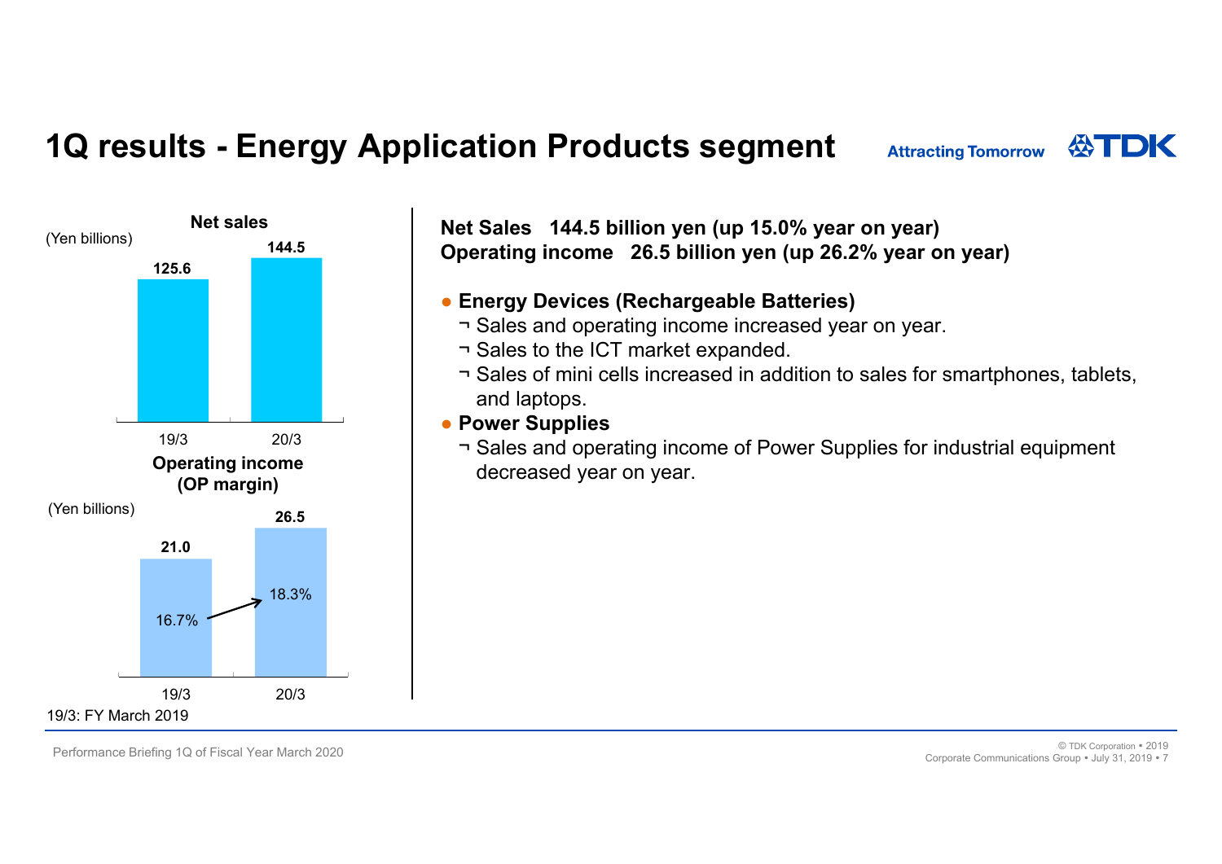# 1Q results - Energy Application Products segment

Attracting Tomorrow TDK

**Net sales**

(Yen billions)

| | 19/3 | 20/3 |
|---|---|---|
| Net sales | 125.6 | 144.5 |

**Operating income (OP margin)**

(Yen billions)

| | 19/3 | 20/3 |
|---|---|---|
| Operating income | 21.0 | 26.5 |
| OP margin | 16.7% | 18.3% |

19/3: FY March 2019

**Net Sales 144.5 billion yen (up 15.0% year on year)**
**Operating income 26.5 billion yen (up 26.2% year on year)**

- **Energy Devices (Rechargeable Batteries)**
  - Sales and operating income increased year on year.
  - Sales to the ICT market expanded.
  - Sales of mini cells increased in addition to sales for smartphones, tablets, and laptops.
- **Power Supplies**
  - Sales and operating income of Power Supplies for industrial equipment decreased year on year.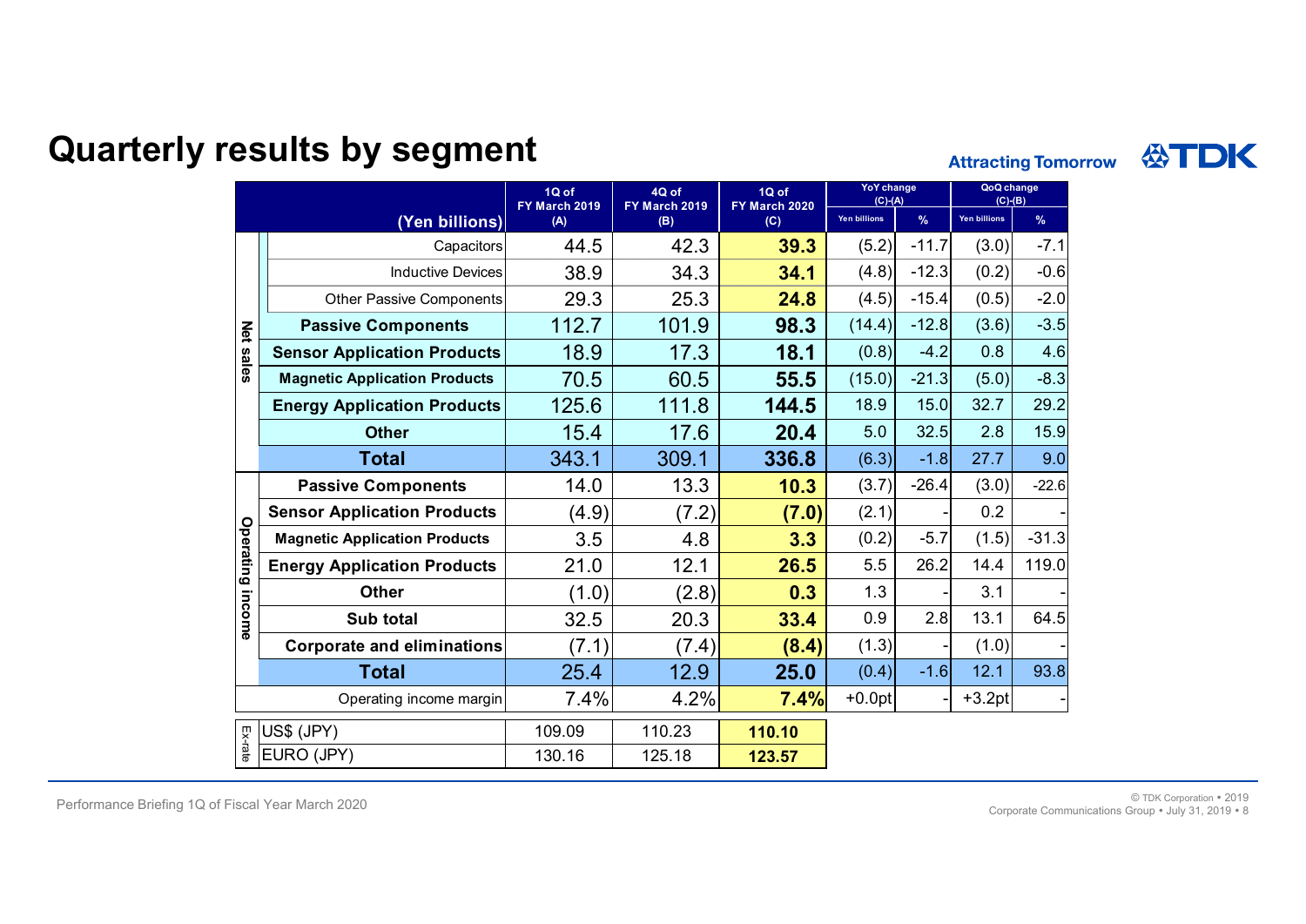# Quarterly results by segment

| | (Yen billions) | 1Q of FY March 2019 (A) | 4Q of FY March 2019 (B) | 1Q of FY March 2020 (C) | YoY change (C)-(A) | | QoQ change (C)-(B) | |
|---|---|---|---|---|---|---|---|---|
| | | | | | Yen billions | % | Yen billions | % |
| Net sales | Capacitors | 44.5 | 42.3 | **39.3** | (5.2) | -11.7 | (3.0) | -7.1 |
| | Inductive Devices | 38.9 | 34.3 | **34.1** | (4.8) | -12.3 | (0.2) | -0.6 |
| | Other Passive Components | 29.3 | 25.3 | **24.8** | (4.5) | -15.4 | (0.5) | -2.0 |
| | **Passive Components** | 112.7 | 101.9 | **98.3** | (14.4) | -12.8 | (3.6) | -3.5 |
| | **Sensor Application Products** | 18.9 | 17.3 | **18.1** | (0.8) | -4.2 | 0.8 | 4.6 |
| | **Magnetic Application Products** | 70.5 | 60.5 | **55.5** | (15.0) | -21.3 | (5.0) | -8.3 |
| | **Energy Application Products** | 125.6 | 111.8 | **144.5** | 18.9 | 15.0 | 32.7 | 29.2 |
| | **Other** | 15.4 | 17.6 | **20.4** | 5.0 | 32.5 | 2.8 | 15.9 |
| | **Total** | 343.1 | 309.1 | **336.8** | (6.3) | -1.8 | 27.7 | 9.0 |
| Operating income | **Passive Components** | 14.0 | 13.3 | **10.3** | (3.7) | -26.4 | (3.0) | -22.6 |
| | **Sensor Application Products** | (4.9) | (7.2) | **(7.0)** | (2.1) | - | 0.2 | - |
| | **Magnetic Application Products** | 3.5 | 4.8 | **3.3** | (0.2) | -5.7 | (1.5) | -31.3 |
| | **Energy Application Products** | 21.0 | 12.1 | **26.5** | 5.5 | 26.2 | 14.4 | 119.0 |
| | **Other** | (1.0) | (2.8) | **0.3** | 1.3 | - | 3.1 | - |
| | **Sub total** | 32.5 | 20.3 | **33.4** | 0.9 | 2.8 | 13.1 | 64.5 |
| | **Corporate and eliminations** | (7.1) | (7.4) | **(8.4)** | (1.3) | - | (1.0) | - |
| | **Total** | 25.4 | 12.9 | **25.0** | (0.4) | -1.6 | 12.1 | 93.8 |
| | Operating income margin | 7.4% | 4.2% | **7.4%** | +0.0pt | - | +3.2pt | - |

| Ex-rate | | | | |
|---|---|---|---|---|
| | US$ (JPY) | 109.09 | 110.23 | **110.10** |
| | EURO (JPY) | 130.16 | 125.18 | **123.57** |

Performance Briefing 1Q of Fiscal Year March 2020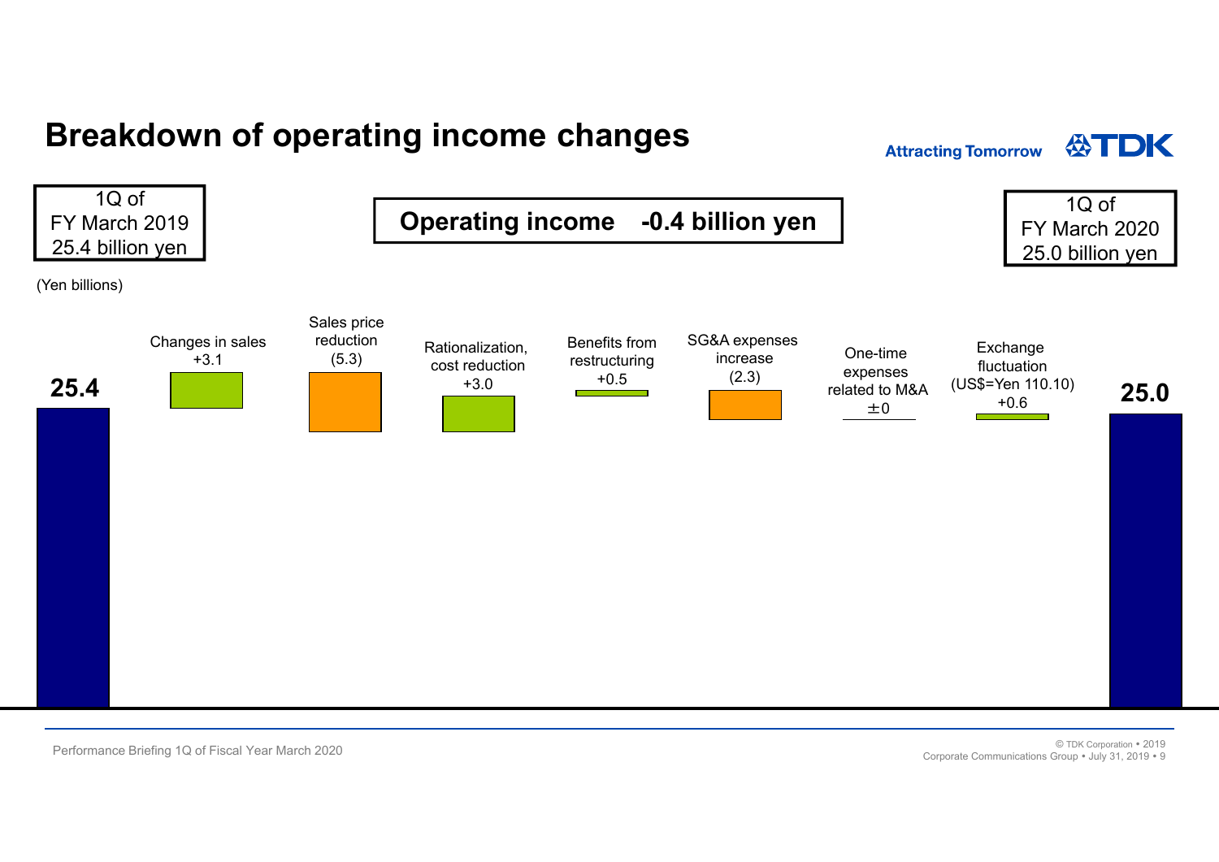# Breakdown of operating income changes

Attracting Tomorrow TDK

| 1Q of FY March 2019 |
|---|
| 25.4 billion yen |

**Operating income -0.4 billion yen**

| 1Q of FY March 2020 |
|---|
| 25.0 billion yen |

(Yen billions)

| Item | Value |
|---|---|
| 1Q of FY March 2019 | 25.4 |
| Changes in sales | +3.1 |
| Sales price reduction | (5.3) |
| Rationalization, cost reduction | +3.0 |
| Benefits from restructuring | +0.5 |
| SG&A expenses increase | (2.3) |
| One-time expenses related to M&A | ±0 |
| Exchange fluctuation (US$=Yen 110.10) | +0.6 |
| 1Q of FY March 2020 | 25.0 |

Performance Briefing 1Q of Fiscal Year March 2020

© TDK Corporation • 2019
Corporate Communications Group • July 31, 2019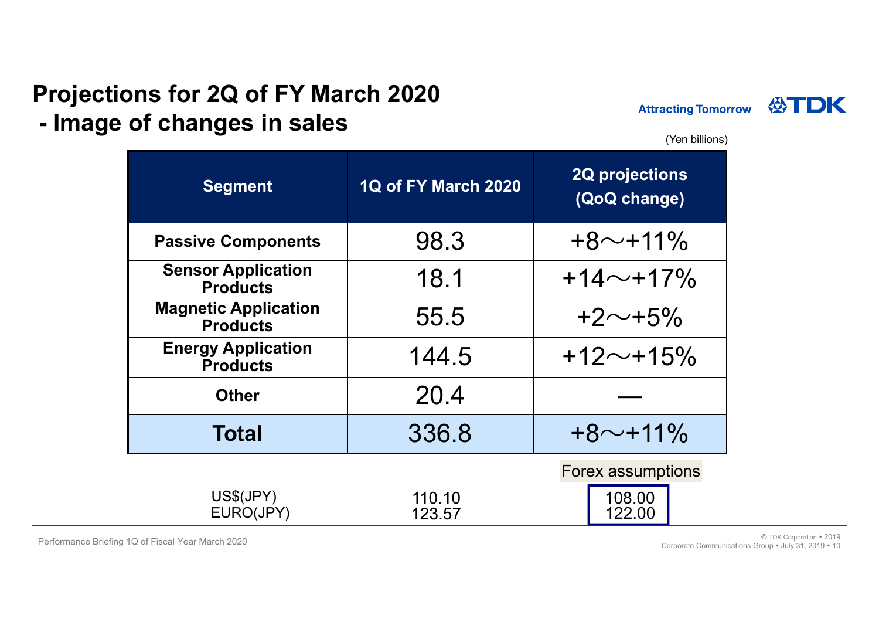# Projections for 2Q of FY March 2020
## - Image of changes in sales

(Yen billions)

| Segment | 1Q of FY March 2020 | 2Q projections (QoQ change) |
|---|---|---|
| Passive Components | 98.3 | +8～+11% |
| Sensor Application Products | 18.1 | +14～+17% |
| Magnetic Application Products | 55.5 | +2～+5% |
| Energy Application Products | 144.5 | +12～+15% |
| Other | 20.4 | ― |
| **Total** | 336.8 | +8～+11% |

| | | Forex assumptions |
|---|---|---|
| US$(JPY) | 110.10 | 108.00 |
| EURO(JPY) | 123.57 | 122.00 |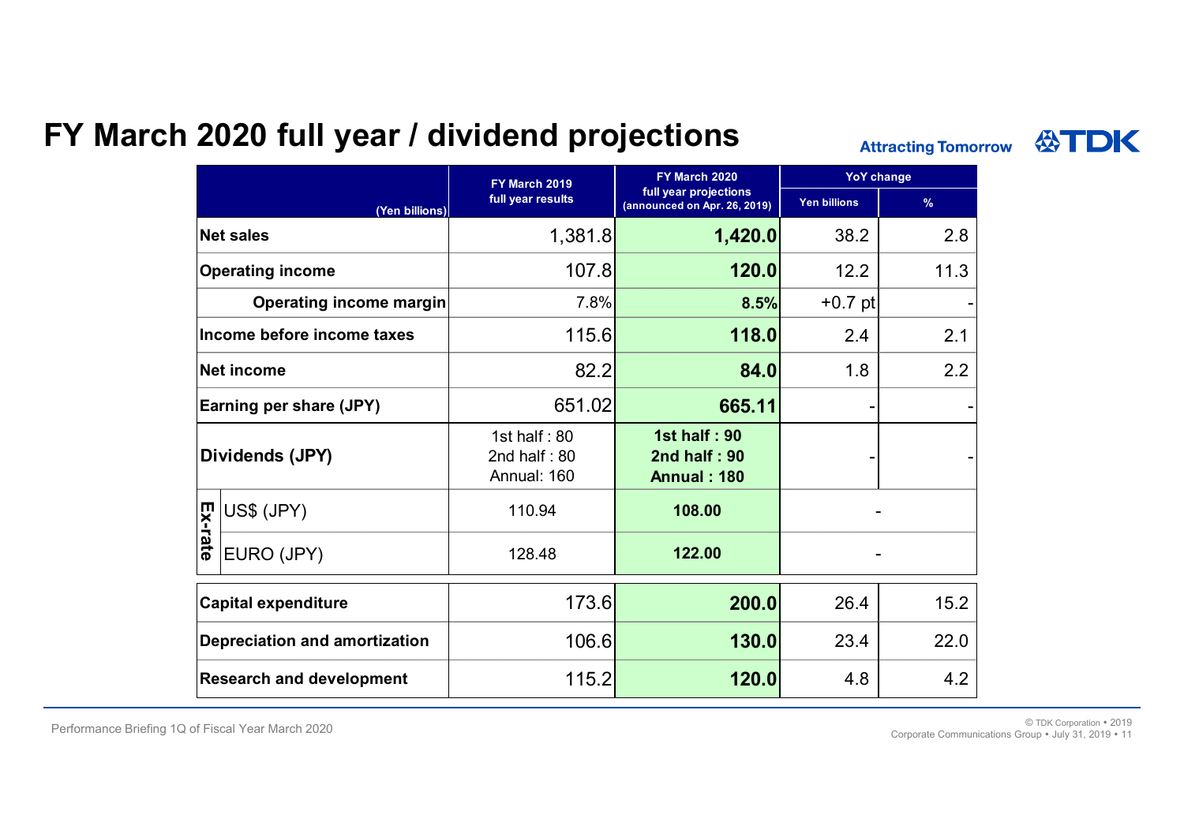# FY March 2020 full year / dividend projections

| (Yen billions) | | FY March 2019 full year results | FY March 2020 full year projections (announced on Apr. 26, 2019) | YoY change | |
|---|---|---|---|---|---|
| | | | | Yen billions | % |
| Net sales | | 1,381.8 | **1,420.0** | 38.2 | 2.8 |
| Operating income | | 107.8 | **120.0** | 12.2 | 11.3 |
| Operating income margin | | 7.8% | **8.5%** | +0.7 pt | - |
| Income before income taxes | | 115.6 | **118.0** | 2.4 | 2.1 |
| Net income | | 82.2 | **84.0** | 1.8 | 2.2 |
| Earning per share (JPY) | | 651.02 | **665.11** | - | - |
| Dividends (JPY) | | 1st half : 80<br>2nd half : 80<br>Annual: 160 | **1st half : 90<br>2nd half : 90<br>Annual : 180** | - | - |
| Ex-rate | US$ (JPY) | 110.94 | **108.00** | - | |
| | EURO (JPY) | 128.48 | **122.00** | - | |

| (Yen billions) | FY March 2019 full year results | FY March 2020 full year projections (announced on Apr. 26, 2019) | YoY change (Yen billions) | YoY change (%) |
|---|---|---|---|---|
| Capital expenditure | 173.6 | **200.0** | 26.4 | 15.2 |
| Depreciation and amortization | 106.6 | **130.0** | 23.4 | 22.0 |
| Research and development | 115.2 | **120.0** | 4.8 | 4.2 |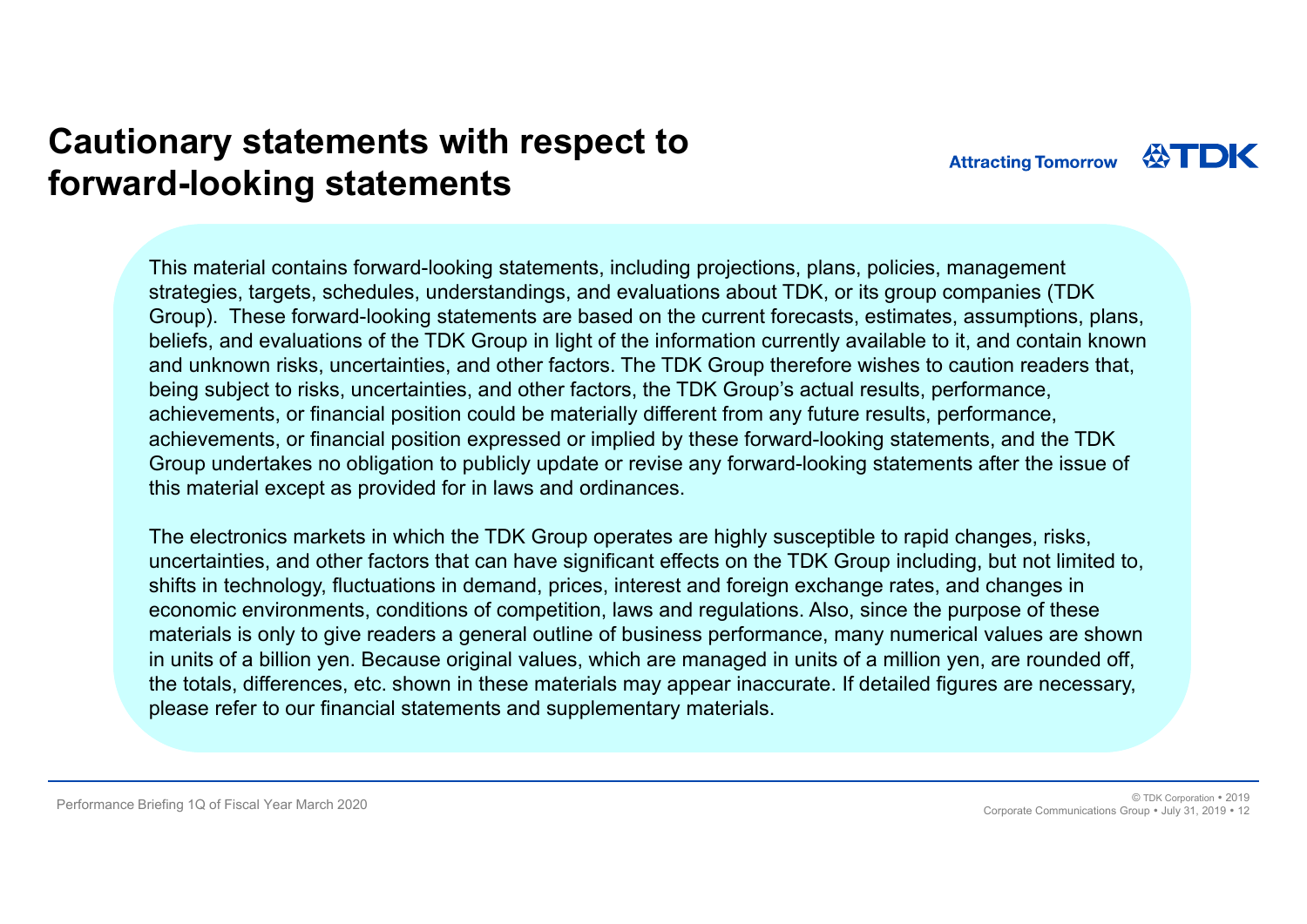# Cautionary statements with respect to forward-looking statements

This material contains forward-looking statements, including projections, plans, policies, management strategies, targets, schedules, understandings, and evaluations about TDK, or its group companies (TDK Group). These forward-looking statements are based on the current forecasts, estimates, assumptions, plans, beliefs, and evaluations of the TDK Group in light of the information currently available to it, and contain known and unknown risks, uncertainties, and other factors. The TDK Group therefore wishes to caution readers that, being subject to risks, uncertainties, and other factors, the TDK Group's actual results, performance, achievements, or financial position could be materially different from any future results, performance, achievements, or financial position expressed or implied by these forward-looking statements, and the TDK Group undertakes no obligation to publicly update or revise any forward-looking statements after the issue of this material except as provided for in laws and ordinances.

The electronics markets in which the TDK Group operates are highly susceptible to rapid changes, risks, uncertainties, and other factors that can have significant effects on the TDK Group including, but not limited to, shifts in technology, fluctuations in demand, prices, interest and foreign exchange rates, and changes in economic environments, conditions of competition, laws and regulations. Also, since the purpose of these materials is only to give readers a general outline of business performance, many numerical values are shown in units of a billion yen. Because original values, which are managed in units of a million yen, are rounded off, the totals, differences, etc. shown in these materials may appear inaccurate. If detailed figures are necessary, please refer to our financial statements and supplementary materials.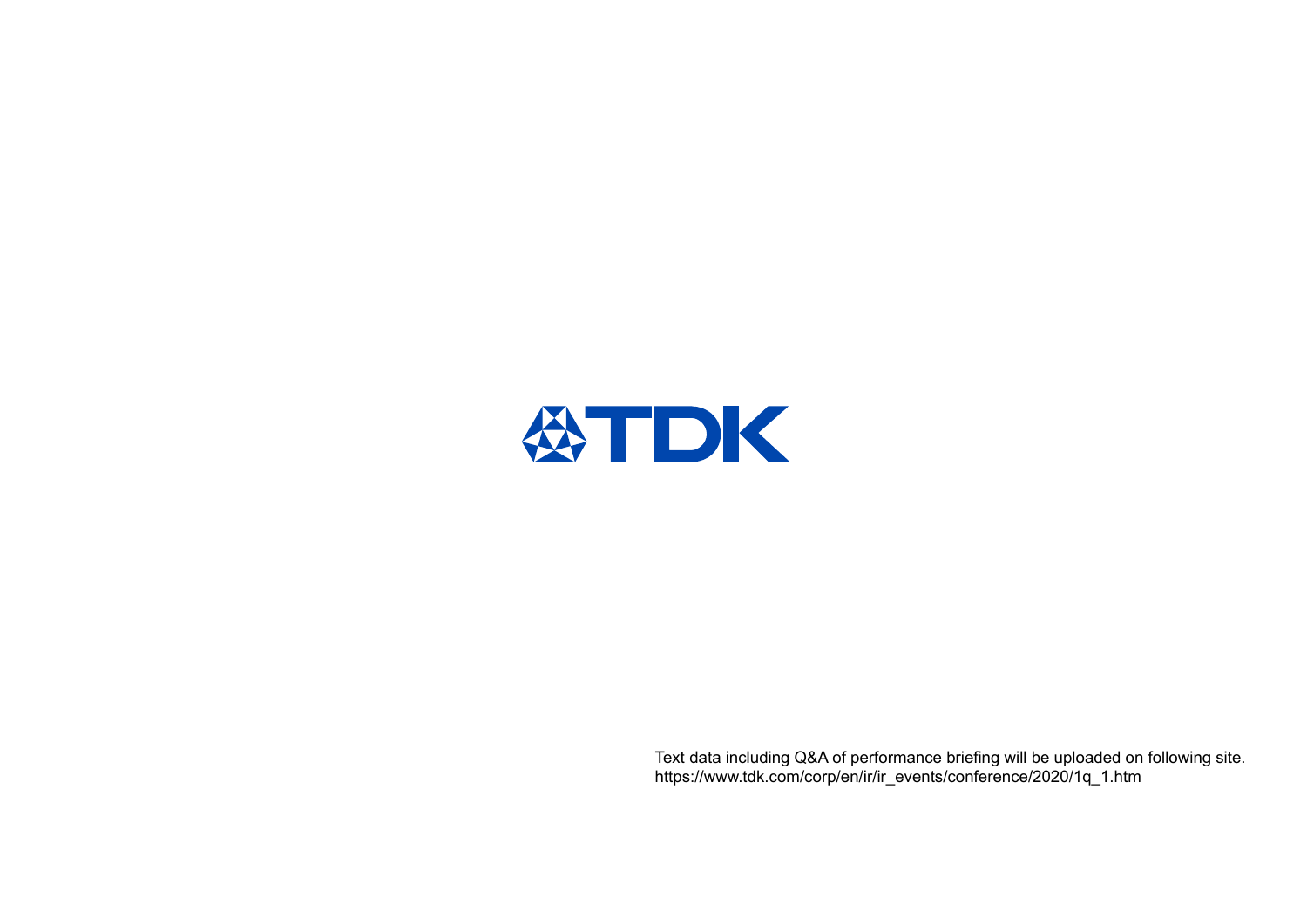TDK

Text data including Q&A of performance briefing will be uploaded on following site.
https://www.tdk.com/corp/en/ir/ir_events/conference/2020/1q_1.htm